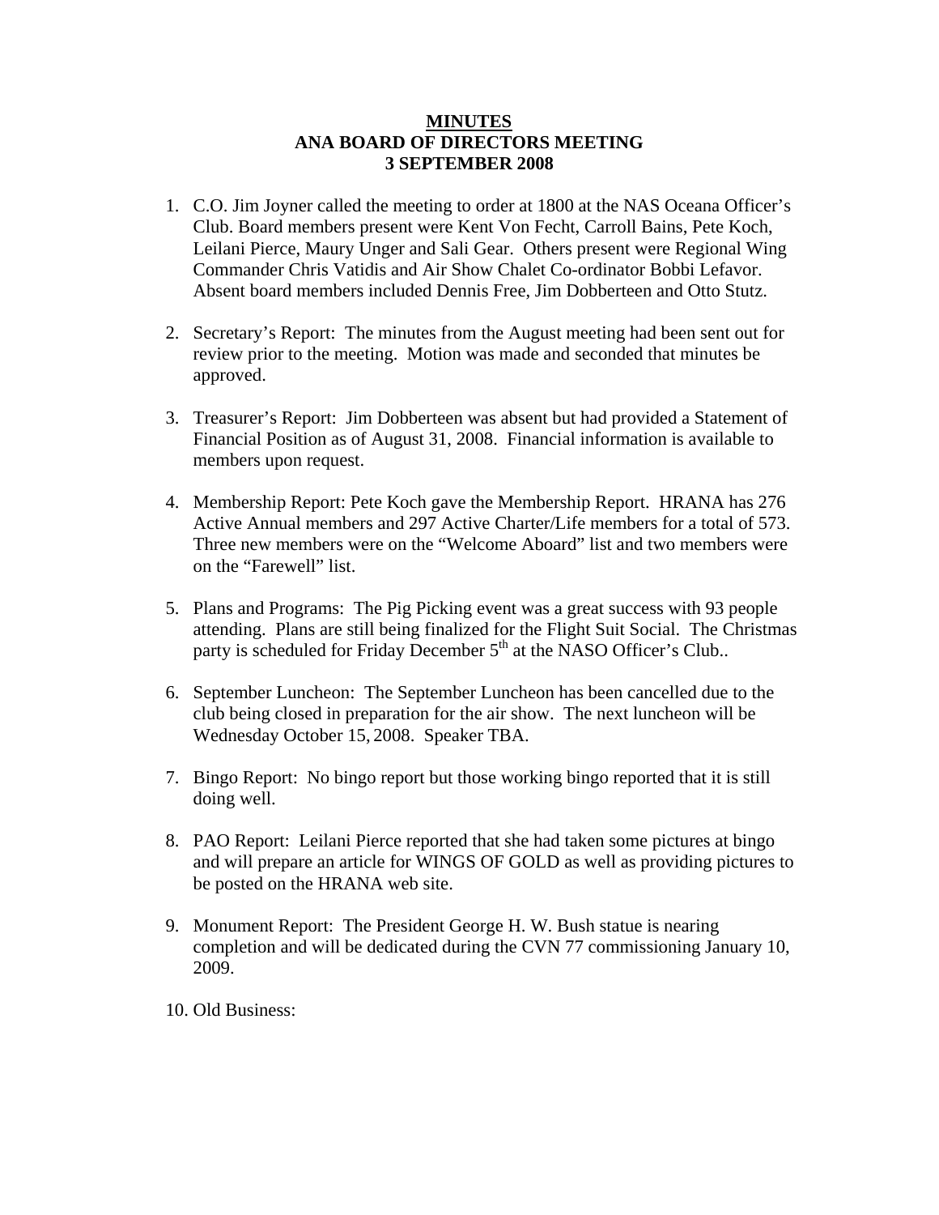**MINUTES**
**ANA BOARD OF DIRECTORS MEETING**
**3 SEPTEMBER 2008**

1. C.O. Jim Joyner called the meeting to order at 1800 at the NAS Oceana Officer's Club. Board members present were Kent Von Fecht, Carroll Bains, Pete Koch, Leilani Pierce, Maury Unger and Sali Gear. Others present were Regional Wing Commander Chris Vatidis and Air Show Chalet Co-ordinator Bobbi Lefavor. Absent board members included Dennis Free, Jim Dobberteen and Otto Stutz.

2. Secretary's Report: The minutes from the August meeting had been sent out for review prior to the meeting. Motion was made and seconded that minutes be approved.

3. Treasurer's Report: Jim Dobberteen was absent but had provided a Statement of Financial Position as of August 31, 2008. Financial information is available to members upon request.

4. Membership Report: Pete Koch gave the Membership Report. HRANA has 276 Active Annual members and 297 Active Charter/Life members for a total of 573. Three new members were on the "Welcome Aboard" list and two members were on the "Farewell" list.

5. Plans and Programs: The Pig Picking event was a great success with 93 people attending. Plans are still being finalized for the Flight Suit Social. The Christmas party is scheduled for Friday December 5th at the NASO Officer's Club..

6. September Luncheon: The September Luncheon has been cancelled due to the club being closed in preparation for the air show. The next luncheon will be Wednesday October 15, 2008. Speaker TBA.

7. Bingo Report: No bingo report but those working bingo reported that it is still doing well.

8. PAO Report: Leilani Pierce reported that she had taken some pictures at bingo and will prepare an article for WINGS OF GOLD as well as providing pictures to be posted on the HRANA web site.

9. Monument Report: The President George H. W. Bush statue is nearing completion and will be dedicated during the CVN 77 commissioning January 10, 2009.

10. Old Business: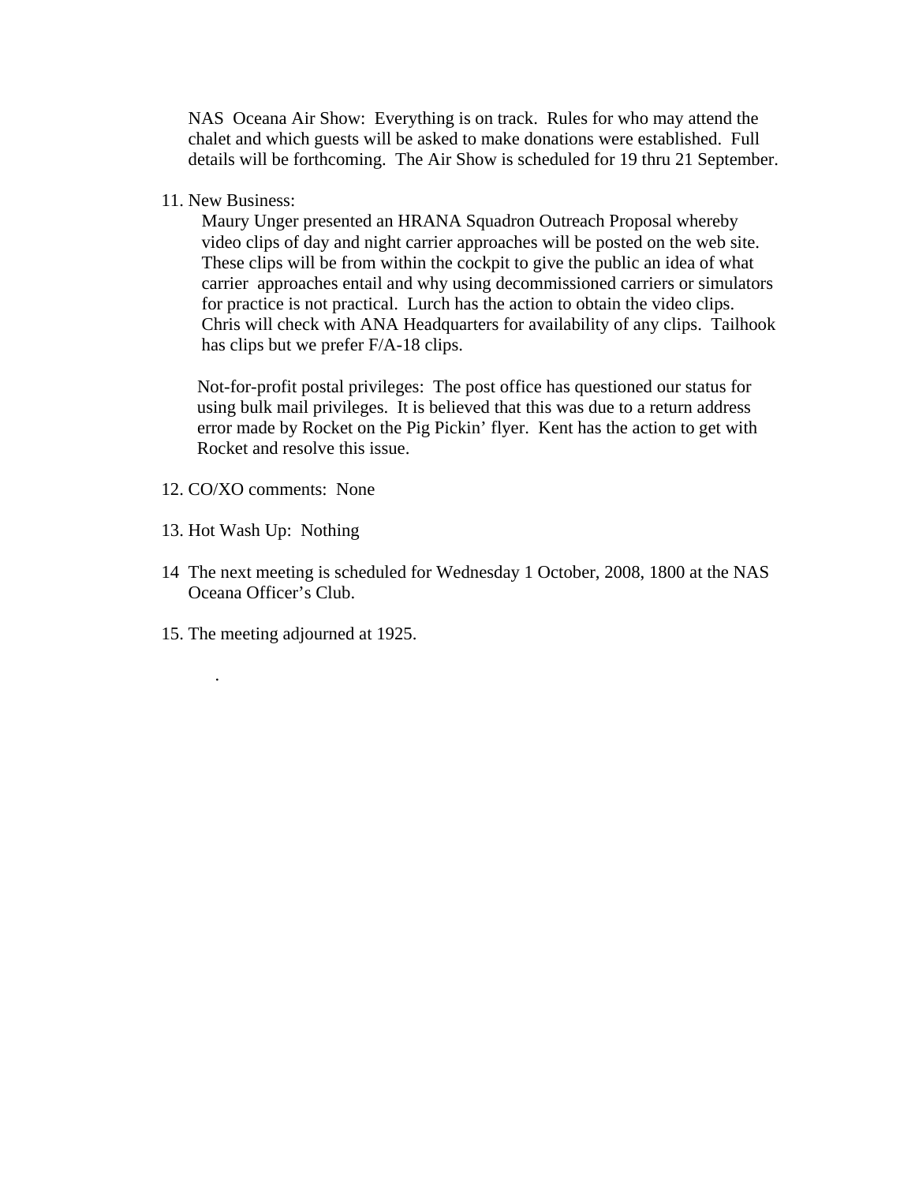NAS Oceana Air Show: Everything is on track. Rules for who may attend the chalet and which guests will be asked to make donations were established. Full details will be forthcoming. The Air Show is scheduled for 19 thru 21 September.

11. New Business:

    Maury Unger presented an HRANA Squadron Outreach Proposal whereby video clips of day and night carrier approaches will be posted on the web site. These clips will be from within the cockpit to give the public an idea of what carrier approaches entail and why using decommissioned carriers or simulators for practice is not practical. Lurch has the action to obtain the video clips. Chris will check with ANA Headquarters for availability of any clips. Tailhook has clips but we prefer F/A-18 clips.

    Not-for-profit postal privileges: The post office has questioned our status for using bulk mail privileges. It is believed that this was due to a return address error made by Rocket on the Pig Pickin' flyer. Kent has the action to get with Rocket and resolve this issue.

12. CO/XO comments: None

13. Hot Wash Up: Nothing

14 The next meeting is scheduled for Wednesday 1 October, 2008, 1800 at the NAS Oceana Officer's Club.

15. The meeting adjourned at 1925.

.